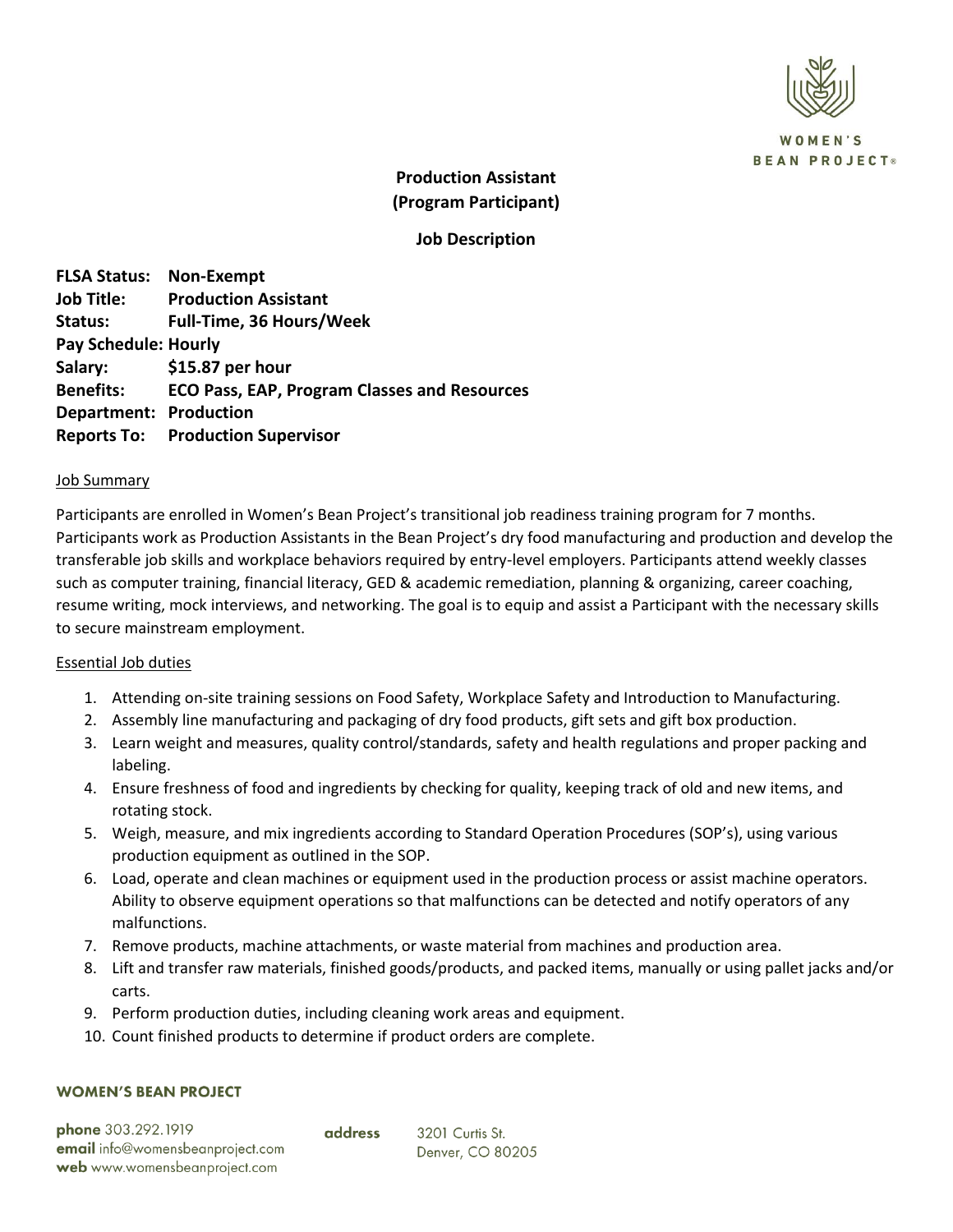WOMEN'S BEAN PROJECT®

# Production Assistant
# (Program Participant)

## Job Description

**FLSA Status:** **Non-Exempt**
**Job Title:** **Production Assistant**
**Status:** **Full-Time, 36 Hours/Week**
**Pay Schedule:** **Hourly**
**Salary:** **$15.87 per hour**
**Benefits:** **ECO Pass, EAP, Program Classes and Resources**
**Department:** **Production**
**Reports To:** **Production Supervisor**

### Job Summary

Participants are enrolled in Women's Bean Project's transitional job readiness training program for 7 months. Participants work as Production Assistants in the Bean Project's dry food manufacturing and production and develop the transferable job skills and workplace behaviors required by entry-level employers. Participants attend weekly classes such as computer training, financial literacy, GED & academic remediation, planning & organizing, career coaching, resume writing, mock interviews, and networking. The goal is to equip and assist a Participant with the necessary skills to secure mainstream employment.

### Essential Job duties

1. Attending on-site training sessions on Food Safety, Workplace Safety and Introduction to Manufacturing.
2. Assembly line manufacturing and packaging of dry food products, gift sets and gift box production.
3. Learn weight and measures, quality control/standards, safety and health regulations and proper packing and labeling.
4. Ensure freshness of food and ingredients by checking for quality, keeping track of old and new items, and rotating stock.
5. Weigh, measure, and mix ingredients according to Standard Operation Procedures (SOP's), using various production equipment as outlined in the SOP.
6. Load, operate and clean machines or equipment used in the production process or assist machine operators. Ability to observe equipment operations so that malfunctions can be detected and notify operators of any malfunctions.
7. Remove products, machine attachments, or waste material from machines and production area.
8. Lift and transfer raw materials, finished goods/products, and packed items, manually or using pallet jacks and/or carts.
9. Perform production duties, including cleaning work areas and equipment.
10. Count finished products to determine if product orders are complete.

**WOMEN'S BEAN PROJECT**

**phone** 303.292.1919
**email** info@womensbeanproject.com
**web** www.womensbeanproject.com

**address** 3201 Curtis St.
Denver, CO 80205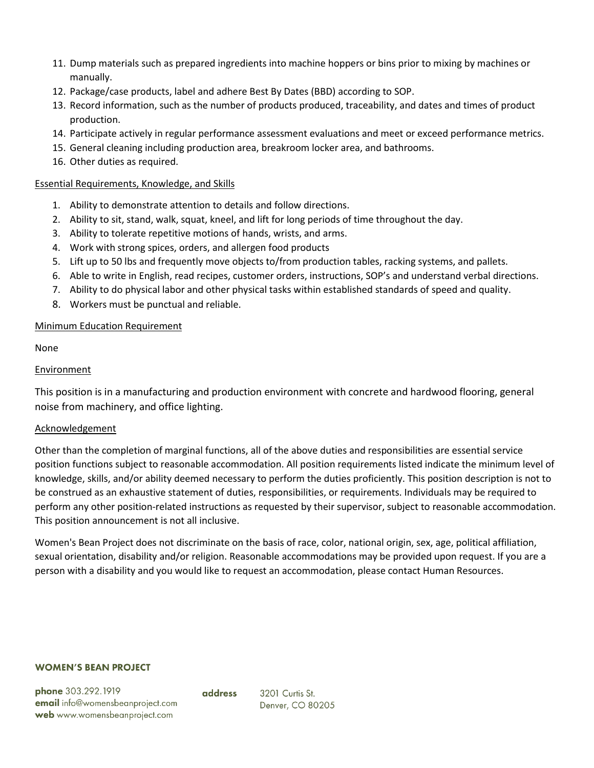11. Dump materials such as prepared ingredients into machine hoppers or bins prior to mixing by machines or manually.
12. Package/case products, label and adhere Best By Dates (BBD) according to SOP.
13. Record information, such as the number of products produced, traceability, and dates and times of product production.
14. Participate actively in regular performance assessment evaluations and meet or exceed performance metrics.
15. General cleaning including production area, breakroom locker area, and bathrooms.
16. Other duties as required.

Essential Requirements, Knowledge, and Skills

1. Ability to demonstrate attention to details and follow directions.
2. Ability to sit, stand, walk, squat, kneel, and lift for long periods of time throughout the day.
3. Ability to tolerate repetitive motions of hands, wrists, and arms.
4. Work with strong spices, orders, and allergen food products
5. Lift up to 50 lbs and frequently move objects to/from production tables, racking systems, and pallets.
6. Able to write in English, read recipes, customer orders, instructions, SOP's and understand verbal directions.
7. Ability to do physical labor and other physical tasks within established standards of speed and quality.
8. Workers must be punctual and reliable.

Minimum Education Requirement

None

Environment

This position is in a manufacturing and production environment with concrete and hardwood flooring, general noise from machinery, and office lighting.

Acknowledgement

Other than the completion of marginal functions, all of the above duties and responsibilities are essential service position functions subject to reasonable accommodation. All position requirements listed indicate the minimum level of knowledge, skills, and/or ability deemed necessary to perform the duties proficiently. This position description is not to be construed as an exhaustive statement of duties, responsibilities, or requirements. Individuals may be required to perform any other position-related instructions as requested by their supervisor, subject to reasonable accommodation. This position announcement is not all inclusive.

Women's Bean Project does not discriminate on the basis of race, color, national origin, sex, age, political affiliation, sexual orientation, disability and/or religion. Reasonable accommodations may be provided upon request. If you are a person with a disability and you would like to request an accommodation, please contact Human Resources.

**WOMEN'S BEAN PROJECT**

**phone** 303.292.1919
**email** info@womensbeanproject.com
**web** www.womensbeanproject.com

**address** 3201 Curtis St.
Denver, CO 80205